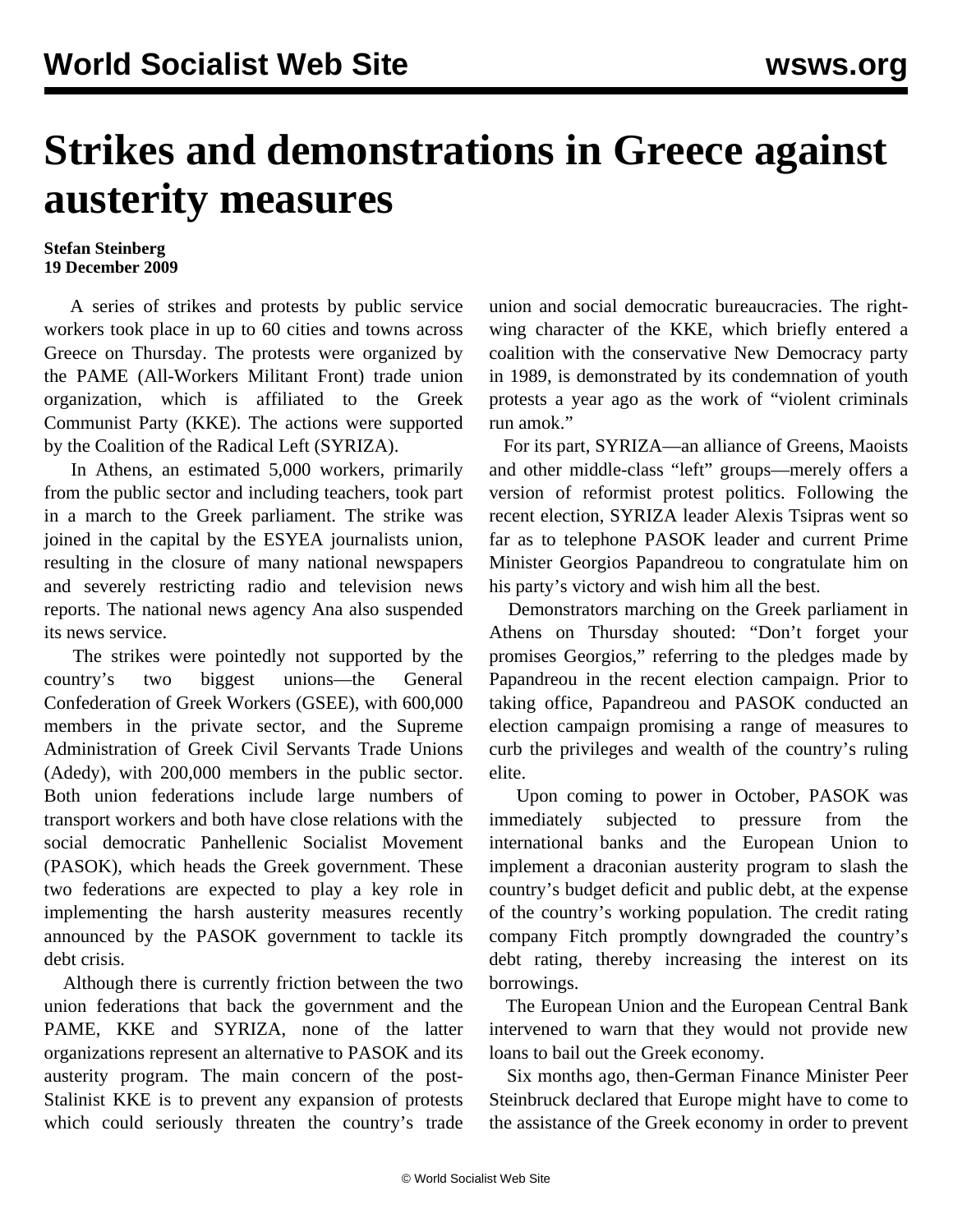# Strikes and demonstrations in Greece against austerity measures

**Stefan Steinberg**
**19 December 2009**

A series of strikes and protests by public service workers took place in up to 60 cities and towns across Greece on Thursday. The protests were organized by the PAME (All-Workers Militant Front) trade union organization, which is affiliated to the Greek Communist Party (KKE). The actions were supported by the Coalition of the Radical Left (SYRIZA).

In Athens, an estimated 5,000 workers, primarily from the public sector and including teachers, took part in a march to the Greek parliament. The strike was joined in the capital by the ESYEA journalists union, resulting in the closure of many national newspapers and severely restricting radio and television news reports. The national news agency Ana also suspended its news service.

The strikes were pointedly not supported by the country's two biggest unions—the General Confederation of Greek Workers (GSEE), with 600,000 members in the private sector, and the Supreme Administration of Greek Civil Servants Trade Unions (Adedy), with 200,000 members in the public sector. Both union federations include large numbers of transport workers and both have close relations with the social democratic Panhellenic Socialist Movement (PASOK), which heads the Greek government. These two federations are expected to play a key role in implementing the harsh austerity measures recently announced by the PASOK government to tackle its debt crisis.

Although there is currently friction between the two union federations that back the government and the PAME, KKE and SYRIZA, none of the latter organizations represent an alternative to PASOK and its austerity program. The main concern of the post-Stalinist KKE is to prevent any expansion of protests which could seriously threaten the country's trade union and social democratic bureaucracies. The right-wing character of the KKE, which briefly entered a coalition with the conservative New Democracy party in 1989, is demonstrated by its condemnation of youth protests a year ago as the work of "violent criminals run amok."

For its part, SYRIZA—an alliance of Greens, Maoists and other middle-class "left" groups—merely offers a version of reformist protest politics. Following the recent election, SYRIZA leader Alexis Tsipras went so far as to telephone PASOK leader and current Prime Minister Georgios Papandreou to congratulate him on his party's victory and wish him all the best.

Demonstrators marching on the Greek parliament in Athens on Thursday shouted: "Don't forget your promises Georgios," referring to the pledges made by Papandreou in the recent election campaign. Prior to taking office, Papandreou and PASOK conducted an election campaign promising a range of measures to curb the privileges and wealth of the country's ruling elite.

Upon coming to power in October, PASOK was immediately subjected to pressure from the international banks and the European Union to implement a draconian austerity program to slash the country's budget deficit and public debt, at the expense of the country's working population. The credit rating company Fitch promptly downgraded the country's debt rating, thereby increasing the interest on its borrowings.

The European Union and the European Central Bank intervened to warn that they would not provide new loans to bail out the Greek economy.

Six months ago, then-German Finance Minister Peer Steinbruck declared that Europe might have to come to the assistance of the Greek economy in order to prevent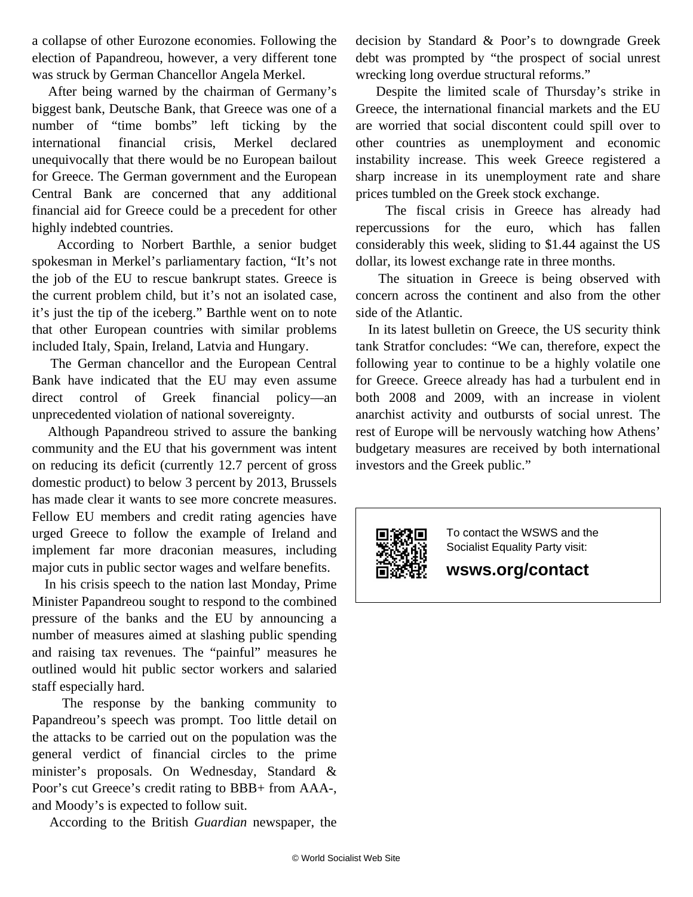a collapse of other Eurozone economies. Following the election of Papandreou, however, a very different tone was struck by German Chancellor Angela Merkel.

After being warned by the chairman of Germany's biggest bank, Deutsche Bank, that Greece was one of a number of "time bombs" left ticking by the international financial crisis, Merkel declared unequivocally that there would be no European bailout for Greece. The German government and the European Central Bank are concerned that any additional financial aid for Greece could be a precedent for other highly indebted countries.

According to Norbert Barthle, a senior budget spokesman in Merkel's parliamentary faction, "It's not the job of the EU to rescue bankrupt states. Greece is the current problem child, but it's not an isolated case, it's just the tip of the iceberg." Barthle went on to note that other European countries with similar problems included Italy, Spain, Ireland, Latvia and Hungary.

The German chancellor and the European Central Bank have indicated that the EU may even assume direct control of Greek financial policy—an unprecedented violation of national sovereignty.

Although Papandreou strived to assure the banking community and the EU that his government was intent on reducing its deficit (currently 12.7 percent of gross domestic product) to below 3 percent by 2013, Brussels has made clear it wants to see more concrete measures. Fellow EU members and credit rating agencies have urged Greece to follow the example of Ireland and implement far more draconian measures, including major cuts in public sector wages and welfare benefits.

In his crisis speech to the nation last Monday, Prime Minister Papandreou sought to respond to the combined pressure of the banks and the EU by announcing a number of measures aimed at slashing public spending and raising tax revenues. The "painful" measures he outlined would hit public sector workers and salaried staff especially hard.

The response by the banking community to Papandreou's speech was prompt. Too little detail on the attacks to be carried out on the population was the general verdict of financial circles to the prime minister's proposals. On Wednesday, Standard & Poor's cut Greece's credit rating to BBB+ from AAA-, and Moody's is expected to follow suit.

According to the British *Guardian* newspaper, the decision by Standard & Poor's to downgrade Greek debt was prompted by "the prospect of social unrest wrecking long overdue structural reforms."

Despite the limited scale of Thursday's strike in Greece, the international financial markets and the EU are worried that social discontent could spill over to other countries as unemployment and economic instability increase. This week Greece registered a sharp increase in its unemployment rate and share prices tumbled on the Greek stock exchange.

The fiscal crisis in Greece has already had repercussions for the euro, which has fallen considerably this week, sliding to $1.44 against the US dollar, its lowest exchange rate in three months.

The situation in Greece is being observed with concern across the continent and also from the other side of the Atlantic.

In its latest bulletin on Greece, the US security think tank Stratfor concludes: "We can, therefore, expect the following year to continue to be a highly volatile one for Greece. Greece already has had a turbulent end in both 2008 and 2009, with an increase in violent anarchist activity and outbursts of social unrest. The rest of Europe will be nervously watching how Athens' budgetary measures are received by both international investors and the Greek public."

To contact the WSWS and the Socialist Equality Party visit:

**wsws.org/contact**